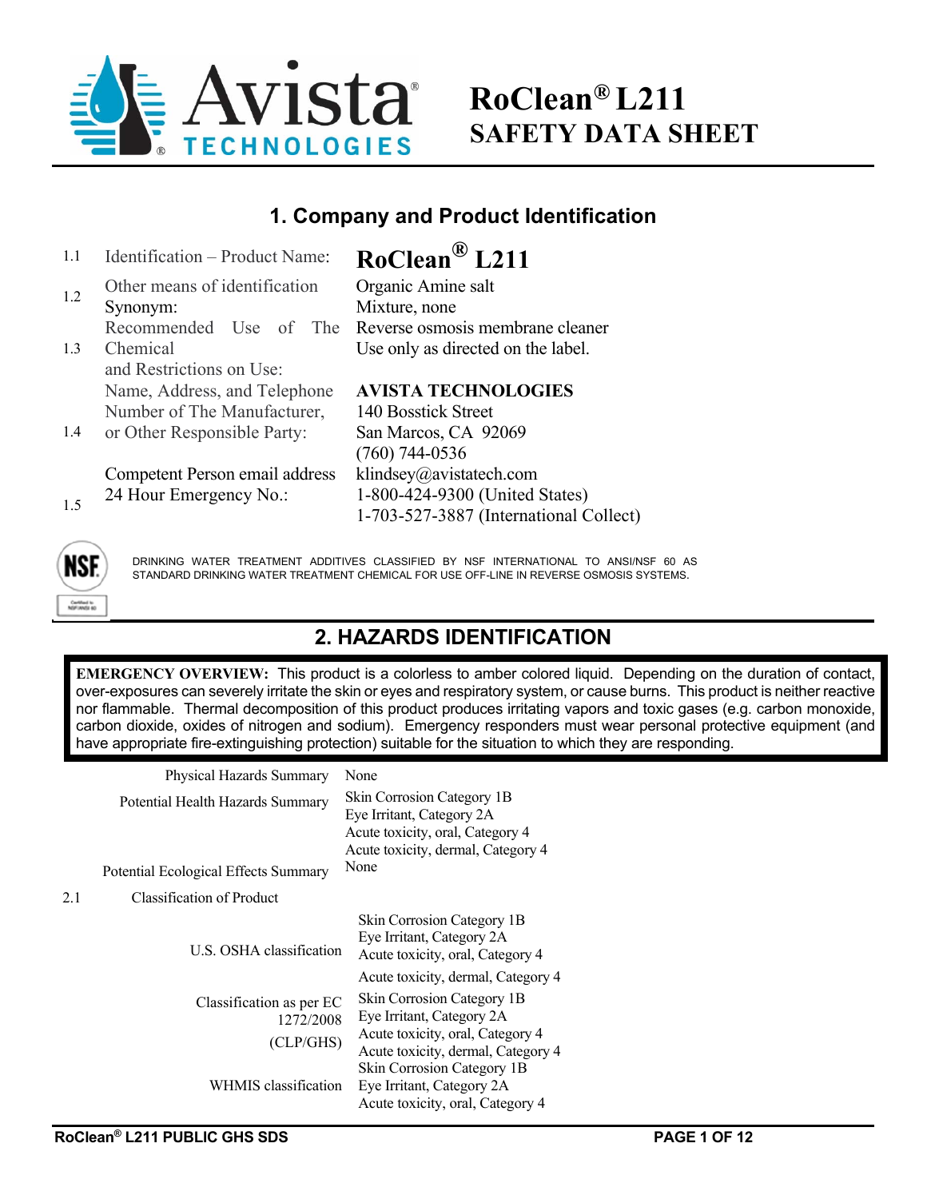# RoClean® L211
# SAFETY DATA SHEET

## 1. Company and Product Identification

| | | |
|---|---|---|
| 1.1 | Identification – Product Name: | **RoClean® L211** |
| 1.2 | Other means of identification<br>Synonym: | Organic Amine salt<br>Mixture, none |
| 1.3 | Recommended Use of The Chemical and Restrictions on Use: | Reverse osmosis membrane cleaner<br>Use only as directed on the label. |
| 1.4 | Name, Address, and Telephone Number of The Manufacturer, or Other Responsible Party: | **AVISTA TECHNOLOGIES**<br>140 Bosstick Street<br>San Marcos, CA 92069<br>(760) 744-0536 |
| 1.5 | Competent Person email address<br>24 Hour Emergency No.: | klindsey@avistatech.com<br>1-800-424-9300 (United States)<br>1-703-527-3887 (International Collect) |

DRINKING WATER TREATMENT ADDITIVES CLASSIFIED BY NSF INTERNATIONAL TO ANSI/NSF 60 AS STANDARD DRINKING WATER TREATMENT CHEMICAL FOR USE OFF-LINE IN REVERSE OSMOSIS SYSTEMS.

## 2. HAZARDS IDENTIFICATION

**EMERGENCY OVERVIEW:** This product is a colorless to amber colored liquid. Depending on the duration of contact, over-exposures can severely irritate the skin or eyes and respiratory system, or cause burns. This product is neither reactive nor flammable. Thermal decomposition of this product produces irritating vapors and toxic gases (e.g. carbon monoxide, carbon dioxide, oxides of nitrogen and sodium). Emergency responders must wear personal protective equipment (and have appropriate fire-extinguishing protection) suitable for the situation to which they are responding.

| | |
|---|---|
| Physical Hazards Summary | None |
| Potential Health Hazards Summary | Skin Corrosion Category 1B<br>Eye Irritant, Category 2A<br>Acute toxicity, oral, Category 4<br>Acute toxicity, dermal, Category 4 |
| Potential Ecological Effects Summary | None |

2.1 Classification of Product

| | |
|---|---|
| U.S. OSHA classification | Skin Corrosion Category 1B<br>Eye Irritant, Category 2A<br>Acute toxicity, oral, Category 4<br>Acute toxicity, dermal, Category 4 |
| Classification as per EC 1272/2008 (CLP/GHS) | Skin Corrosion Category 1B<br>Eye Irritant, Category 2A<br>Acute toxicity, oral, Category 4<br>Acute toxicity, dermal, Category 4 |
| WHMIS classification | Skin Corrosion Category 1B<br>Eye Irritant, Category 2A<br>Acute toxicity, oral, Category 4 |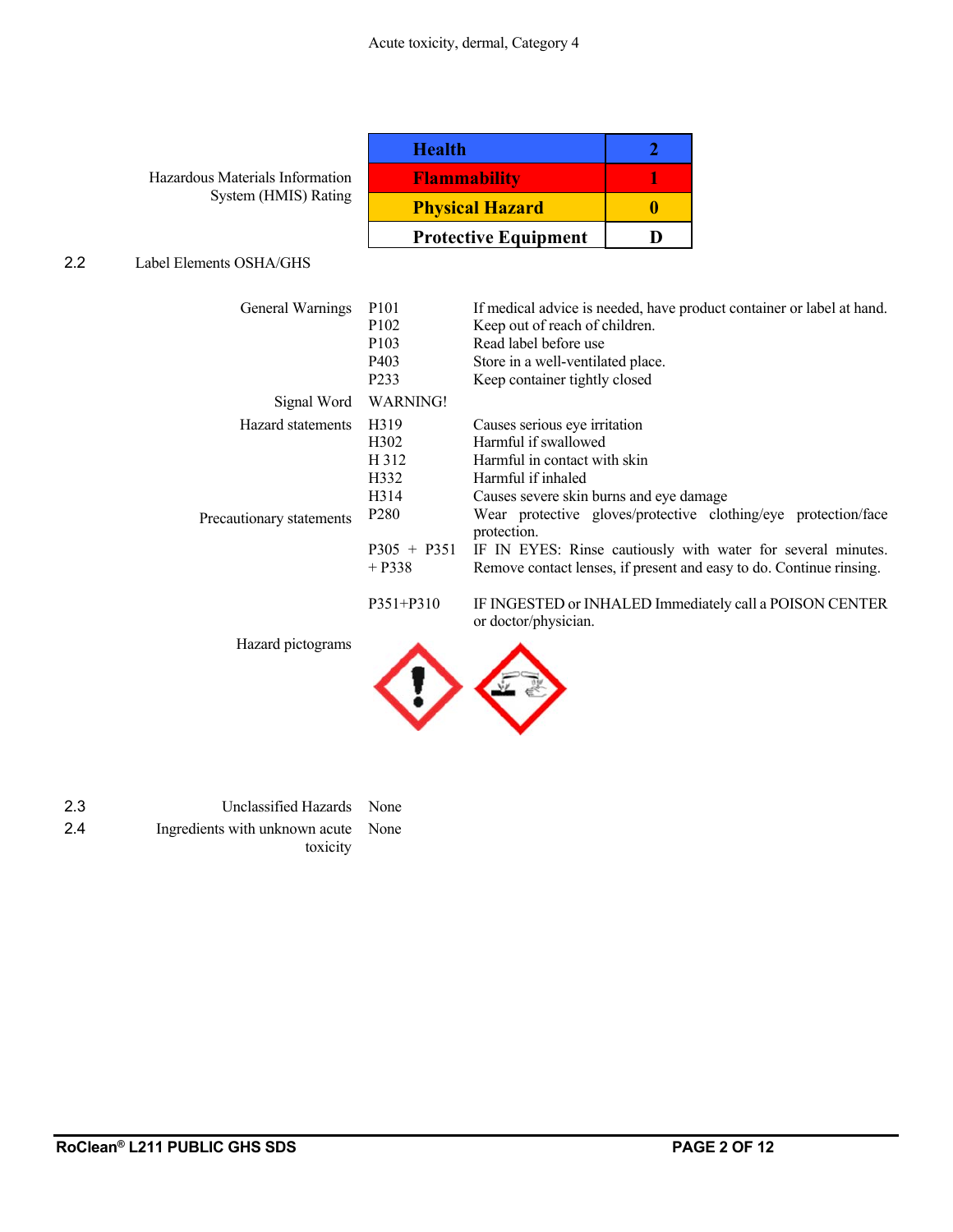Acute toxicity, dermal, Category 4

Hazardous Materials Information System (HMIS) Rating

| Health | 2 |
| --- | --- |
| Flammability | 1 |
| Physical Hazard | 0 |
| Protective Equipment | D |

## 2.2 Label Elements OSHA/GHS

**General Warnings**

| | |
| --- | --- |
| P101 | If medical advice is needed, have product container or label at hand. |
| P102 | Keep out of reach of children. |
| P103 | Read label before use |
| P403 | Store in a well-ventilated place. |
| P233 | Keep container tightly closed |

**Signal Word** WARNING!

**Hazard statements**

| | |
| --- | --- |
| H319 | Causes serious eye irritation |
| H302 | Harmful if swallowed |
| H 312 | Harmful in contact with skin |
| H332 | Harmful if inhaled |
| H314 | Causes severe skin burns and eye damage |

**Precautionary statements**

| | |
| --- | --- |
| P280 | Wear protective gloves/protective clothing/eye protection/face protection. |
| P305 + P351 + P338 | IF IN EYES: Rinse cautiously with water for several minutes. Remove contact lenses, if present and easy to do. Continue rinsing. |
| P351+P310 | IF INGESTED or INHALED Immediately call a POISON CENTER or doctor/physician. |

**Hazard pictograms**

## 2.3 Unclassified Hazards

None

## 2.4 Ingredients with unknown acute toxicity

None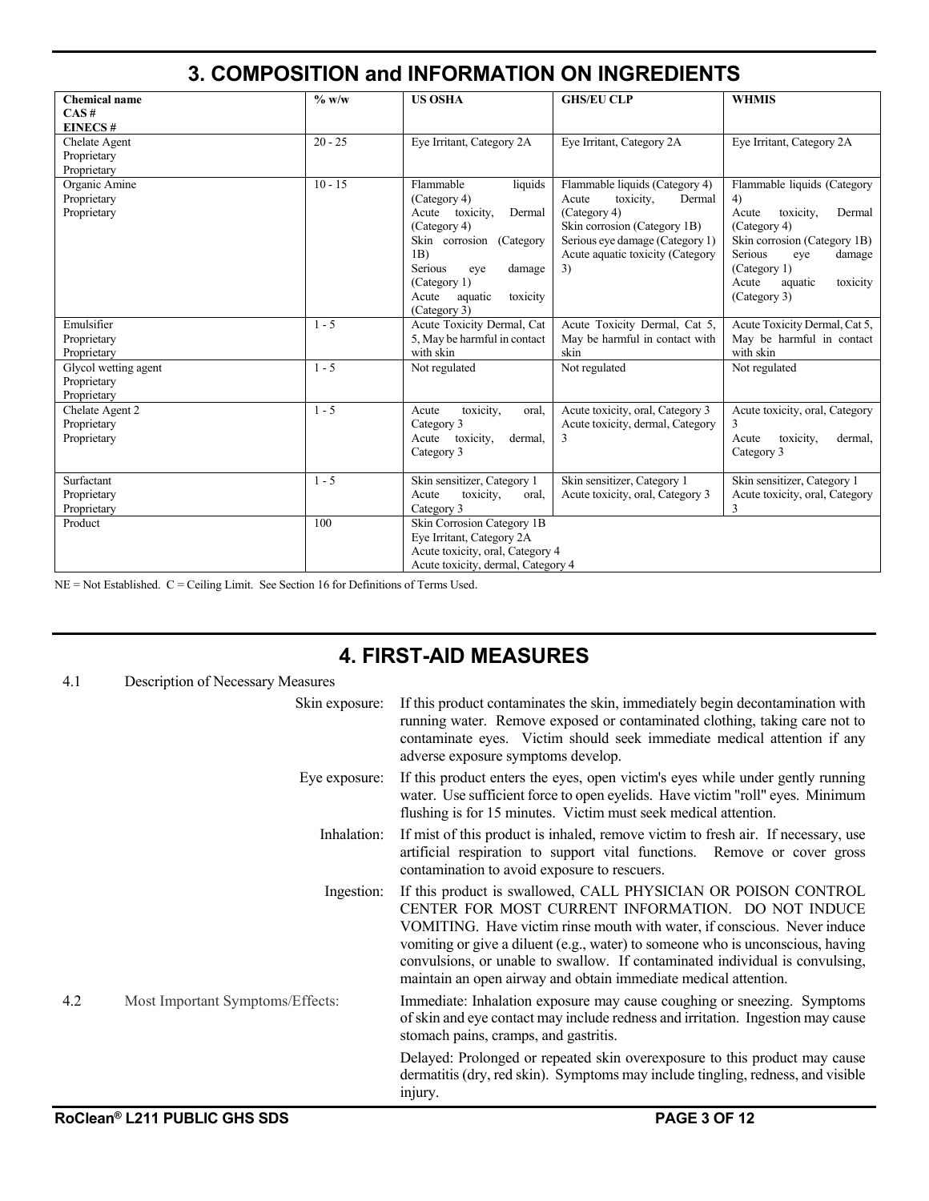## 3. COMPOSITION and INFORMATION ON INGREDIENTS

| Chemical name<br>CAS #<br>EINECS # | % w/w | US OSHA | GHS/EU CLP | WHMIS |
|---|---|---|---|---|
| Chelate Agent<br>Proprietary<br>Proprietary | 20 - 25 | Eye Irritant, Category 2A | Eye Irritant, Category 2A | Eye Irritant, Category 2A |
| Organic Amine<br>Proprietary<br>Proprietary | 10 - 15 | Flammable liquids (Category 4)<br>Acute toxicity, Dermal (Category 4)<br>Skin corrosion (Category 1B)<br>Serious eye damage (Category 1)<br>Acute aquatic toxicity (Category 3) | Flammable liquids (Category 4)<br>Acute toxicity, Dermal (Category 4)<br>Skin corrosion (Category 1B)<br>Serious eye damage (Category 1)<br>Acute aquatic toxicity (Category 3) | Flammable liquids (Category 4)<br>Acute toxicity, Dermal (Category 4)<br>Skin corrosion (Category 1B)<br>Serious eye damage (Category 1)<br>Acute aquatic toxicity (Category 3) |
| Emulsifier<br>Proprietary<br>Proprietary | 1 - 5 | Acute Toxicity Dermal, Cat 5, May be harmful in contact with skin | Acute Toxicity Dermal, Cat 5, May be harmful in contact with skin | Acute Toxicity Dermal, Cat 5, May be harmful in contact with skin |
| Glycol wetting agent<br>Proprietary<br>Proprietary | 1 - 5 | Not regulated | Not regulated | Not regulated |
| Chelate Agent 2<br>Proprietary<br>Proprietary | 1 - 5 | Acute toxicity, oral, Category 3<br>Acute toxicity, dermal, Category 3 | Acute toxicity, oral, Category 3<br>Acute toxicity, dermal, Category 3 | Acute toxicity, oral, Category 3<br>Acute toxicity, dermal, Category 3 |
| Surfactant<br>Proprietary<br>Proprietary | 1 - 5 | Skin sensitizer, Category 1<br>Acute toxicity, oral, Category 3 | Skin sensitizer, Category 1<br>Acute toxicity, oral, Category 3 | Skin sensitizer, Category 1<br>Acute toxicity, oral, Category 3 |
| Product | 100 | Skin Corrosion Category 1B<br>Eye Irritant, Category 2A<br>Acute toxicity, oral, Category 4<br>Acute toxicity, dermal, Category 4 | | |

NE = Not Established. C = Ceiling Limit. See Section 16 for Definitions of Terms Used.

## 4. FIRST-AID MEASURES

4.1 Description of Necessary Measures

**Skin exposure:** If this product contaminates the skin, immediately begin decontamination with running water. Remove exposed or contaminated clothing, taking care not to contaminate eyes. Victim should seek immediate medical attention if any adverse exposure symptoms develop.

**Eye exposure:** If this product enters the eyes, open victim's eyes while under gently running water. Use sufficient force to open eyelids. Have victim "roll" eyes. Minimum flushing is for 15 minutes. Victim must seek medical attention.

**Inhalation:** If mist of this product is inhaled, remove victim to fresh air. If necessary, use artificial respiration to support vital functions. Remove or cover gross contamination to avoid exposure to rescuers.

**Ingestion:** If this product is swallowed, CALL PHYSICIAN OR POISON CONTROL CENTER FOR MOST CURRENT INFORMATION. DO NOT INDUCE VOMITING. Have victim rinse mouth with water, if conscious. Never induce vomiting or give a diluent (e.g., water) to someone who is unconscious, having convulsions, or unable to swallow. If contaminated individual is convulsing, maintain an open airway and obtain immediate medical attention.

4.2 Most Important Symptoms/Effects:

Immediate: Inhalation exposure may cause coughing or sneezing. Symptoms of skin and eye contact may include redness and irritation. Ingestion may cause stomach pains, cramps, and gastritis.

Delayed: Prolonged or repeated skin overexposure to this product may cause dermatitis (dry, red skin). Symptoms may include tingling, redness, and visible injury.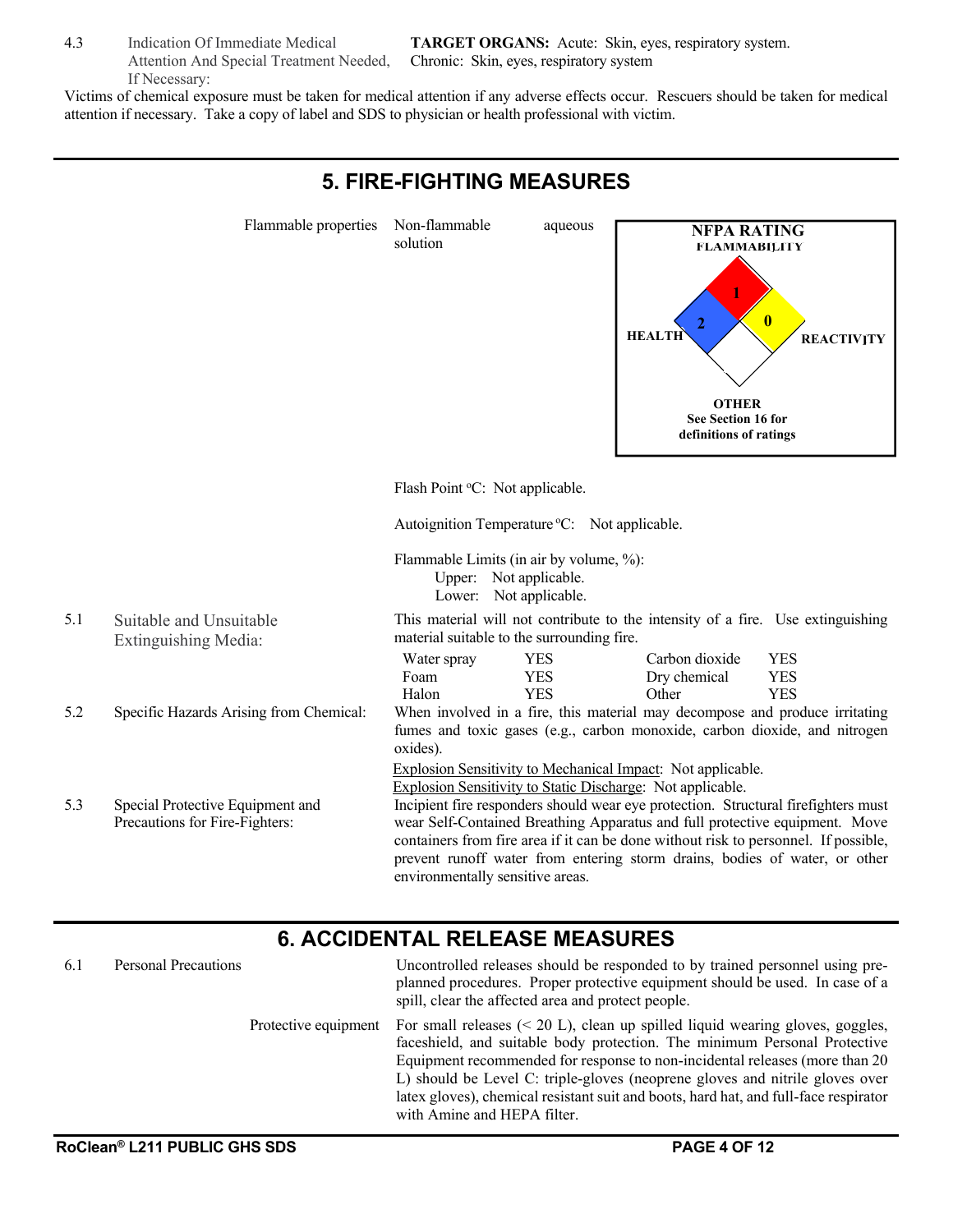4.3 Indication Of Immediate Medical Attention And Special Treatment Needed, If Necessary:

**TARGET ORGANS:** Acute: Skin, eyes, respiratory system. Chronic: Skin, eyes, respiratory system

Victims of chemical exposure must be taken for medical attention if any adverse effects occur. Rescuers should be taken for medical attention if necessary. Take a copy of label and SDS to physician or health professional with victim.

## 5. FIRE-FIGHTING MEASURES

Flammable properties: Non-flammable aqueous solution

**NFPA RATING**

- FLAMMABILITY: 1
- HEALTH: 2
- REACTIVITY: 0
- OTHER

See Section 16 for definitions of ratings

Flash Point °C: Not applicable.

Autoignition Temperature °C: Not applicable.

Flammable Limits (in air by volume, %):
Upper: Not applicable.
Lower: Not applicable.

5.1 Suitable and Unsuitable Extinguishing Media:

This material will not contribute to the intensity of a fire. Use extinguishing material suitable to the surrounding fire.

| | | | |
|---|---|---|---|
| Water spray | YES | Carbon dioxide | YES |
| Foam | YES | Dry chemical | YES |
| Halon | YES | Other | YES |

5.2 Specific Hazards Arising from Chemical:

When involved in a fire, this material may decompose and produce irritating fumes and toxic gases (e.g., carbon monoxide, carbon dioxide, and nitrogen oxides).

Explosion Sensitivity to Mechanical Impact: Not applicable.
Explosion Sensitivity to Static Discharge: Not applicable.

5.3 Special Protective Equipment and Precautions for Fire-Fighters:

Incipient fire responders should wear eye protection. Structural firefighters must wear Self-Contained Breathing Apparatus and full protective equipment. Move containers from fire area if it can be done without risk to personnel. If possible, prevent runoff water from entering storm drains, bodies of water, or other environmentally sensitive areas.

## 6. ACCIDENTAL RELEASE MEASURES

6.1 Personal Precautions

Uncontrolled releases should be responded to by trained personnel using pre-planned procedures. Proper protective equipment should be used. In case of a spill, clear the affected area and protect people.

Protective equipment: For small releases (< 20 L), clean up spilled liquid wearing gloves, goggles, faceshield, and suitable body protection. The minimum Personal Protective Equipment recommended for response to non-incidental releases (more than 20 L) should be Level C: triple-gloves (neoprene gloves and nitrile gloves over latex gloves), chemical resistant suit and boots, hard hat, and full-face respirator with Amine and HEPA filter.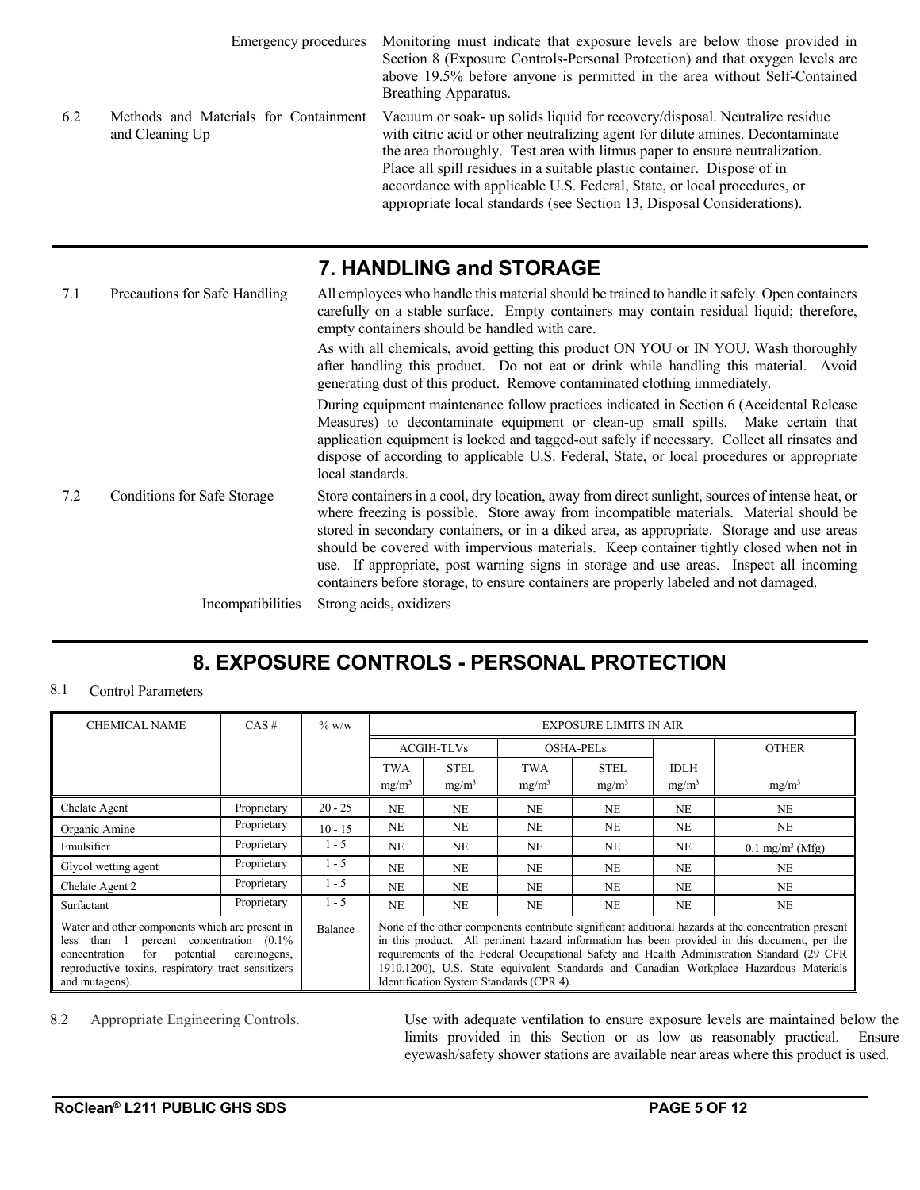| | | |
|---|---|---|
| | Emergency procedures | Monitoring must indicate that exposure levels are below those provided in Section 8 (Exposure Controls-Personal Protection) and that oxygen levels are above 19.5% before anyone is permitted in the area without Self-Contained Breathing Apparatus. |
| 6.2 | Methods and Materials for Containment and Cleaning Up | Vacuum or soak- up solids liquid for recovery/disposal. Neutralize residue with citric acid or other neutralizing agent for dilute amines. Decontaminate the area thoroughly. Test area with litmus paper to ensure neutralization. Place all spill residues in a suitable plastic container. Dispose of in accordance with applicable U.S. Federal, State, or local procedures, or appropriate local standards (see Section 13, Disposal Considerations). |

## 7. HANDLING and STORAGE

**7.1 Precautions for Safe Handling**

All employees who handle this material should be trained to handle it safely. Open containers carefully on a stable surface. Empty containers may contain residual liquid; therefore, empty containers should be handled with care.

As with all chemicals, avoid getting this product ON YOU or IN YOU. Wash thoroughly after handling this product. Do not eat or drink while handling this material. Avoid generating dust of this product. Remove contaminated clothing immediately.

During equipment maintenance follow practices indicated in Section 6 (Accidental Release Measures) to decontaminate equipment or clean-up small spills. Make certain that application equipment is locked and tagged-out safely if necessary. Collect all rinsates and dispose of according to applicable U.S. Federal, State, or local procedures or appropriate local standards.

**7.2 Conditions for Safe Storage**

Store containers in a cool, dry location, away from direct sunlight, sources of intense heat, or where freezing is possible. Store away from incompatible materials. Material should be stored in secondary containers, or in a diked area, as appropriate. Storage and use areas should be covered with impervious materials. Keep container tightly closed when not in use. If appropriate, post warning signs in storage and use areas. Inspect all incoming containers before storage, to ensure containers are properly labeled and not damaged.

**Incompatibilities** Strong acids, oxidizers

## 8. EXPOSURE CONTROLS - PERSONAL PROTECTION

**8.1 Control Parameters**

| CHEMICAL NAME | CAS # | % w/w | EXPOSURE LIMITS IN AIR | | | | | |
|---|---|---|---|---|---|---|---|---|
| | | | ACGIH-TLVs | | OSHA-PELs | | | OTHER |
| | | | TWA $mg/m^3$ | STEL $mg/m^3$ | TWA $mg/m^3$ | STEL $mg/m^3$ | IDLH $mg/m^3$ | $mg/m^3$ |
| Chelate Agent | Proprietary | 20 - 25 | NE | NE | NE | NE | NE | NE |
| Organic Amine | Proprietary | 10 - 15 | NE | NE | NE | NE | NE | NE |
| Emulsifier | Proprietary | 1 - 5 | NE | NE | NE | NE | NE | 0.1 $mg/m^3$ (Mfg) |
| Glycol wetting agent | Proprietary | 1 - 5 | NE | NE | NE | NE | NE | NE |
| Chelate Agent 2 | Proprietary | 1 - 5 | NE | NE | NE | NE | NE | NE |
| Surfactant | Proprietary | 1 - 5 | NE | NE | NE | NE | NE | NE |
| Water and other components which are present in less than 1 percent concentration (0.1% concentration for potential carcinogens, reproductive toxins, respiratory tract sensitizers and mutagens). | | Balance | None of the other components contribute significant additional hazards at the concentration present in this product. All pertinent hazard information has been provided in this document, per the requirements of the Federal Occupational Safety and Health Administration Standard (29 CFR 1910.1200), U.S. State equivalent Standards and Canadian Workplace Hazardous Materials Identification System Standards (CPR 4). | | | | | |

**8.2 Appropriate Engineering Controls.**

Use with adequate ventilation to ensure exposure levels are maintained below the limits provided in this Section or as low as reasonably practical. Ensure eyewash/safety shower stations are available near areas where this product is used.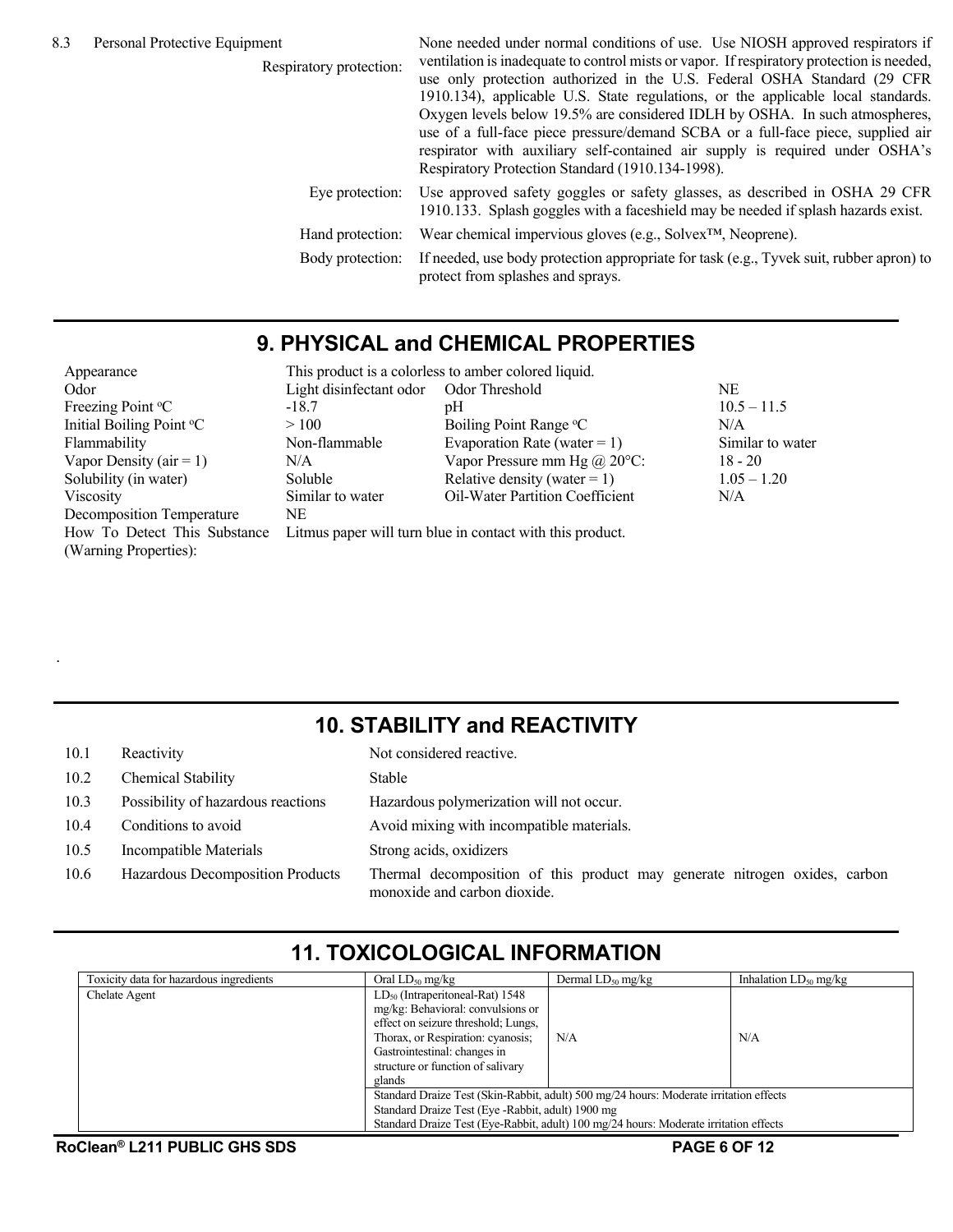8.3 Personal Protective Equipment

| | |
|---|---|
| Respiratory protection: | None needed under normal conditions of use. Use NIOSH approved respirators if ventilation is inadequate to control mists or vapor. If respiratory protection is needed, use only protection authorized in the U.S. Federal OSHA Standard (29 CFR 1910.134), applicable U.S. State regulations, or the applicable local standards. Oxygen levels below 19.5% are considered IDLH by OSHA. In such atmospheres, use of a full-face piece pressure/demand SCBA or a full-face piece, supplied air respirator with auxiliary self-contained air supply is required under OSHA's Respiratory Protection Standard (1910.134-1998). |
| Eye protection: | Use approved safety goggles or safety glasses, as described in OSHA 29 CFR 1910.133. Splash goggles with a faceshield may be needed if splash hazards exist. |
| Hand protection: | Wear chemical impervious gloves (e.g., Solvex™, Neoprene). |
| Body protection: | If needed, use body protection appropriate for task (e.g., Tyvek suit, rubber apron) to protect from splashes and sprays. |

## 9. PHYSICAL and CHEMICAL PROPERTIES

| | | | |
|---|---|---|---|
| Appearance | This product is a colorless to amber colored liquid. | | |
| Odor | Light disinfectant odor | Odor Threshold | NE |
| Freezing Point °C | -18.7 | pH | 10.5 – 11.5 |
| Initial Boiling Point °C | > 100 | Boiling Point Range °C | N/A |
| Flammability | Non-flammable | Evaporation Rate (water = 1) | Similar to water |
| Vapor Density (air = 1) | N/A | Vapor Pressure mm Hg @ 20°C: | 18 - 20 |
| Solubility (in water) | Soluble | Relative density (water = 1) | 1.05 – 1.20 |
| Viscosity | Similar to water | Oil-Water Partition Coefficient | N/A |
| Decomposition Temperature | NE | | |
| How To Detect This Substance (Warning Properties): | Litmus paper will turn blue in contact with this product. | | |

## 10. STABILITY and REACTIVITY

| | | |
|---|---|---|
| 10.1 | Reactivity | Not considered reactive. |
| 10.2 | Chemical Stability | Stable |
| 10.3 | Possibility of hazardous reactions | Hazardous polymerization will not occur. |
| 10.4 | Conditions to avoid | Avoid mixing with incompatible materials. |
| 10.5 | Incompatible Materials | Strong acids, oxidizers |
| 10.6 | Hazardous Decomposition Products | Thermal decomposition of this product may generate nitrogen oxides, carbon monoxide and carbon dioxide. |

## 11. TOXICOLOGICAL INFORMATION

| Toxicity data for hazardous ingredients | Oral $LD_{50}$ mg/kg | Dermal $LD_{50}$ mg/kg | Inhalation $LD_{50}$ mg/kg |
|---|---|---|---|
| Chelate Agent | $LD_{50}$ (Intraperitoneal-Rat) 1548 mg/kg: Behavioral: convulsions or effect on seizure threshold; Lungs, Thorax, or Respiration: cyanosis; Gastrointestinal: changes in structure or function of salivary glands | N/A | N/A |
| | Standard Draize Test (Skin-Rabbit, adult) 500 mg/24 hours: Moderate irritation effects<br>Standard Draize Test (Eye -Rabbit, adult) 1900 mg<br>Standard Draize Test (Eye-Rabbit, adult) 100 mg/24 hours: Moderate irritation effects | | |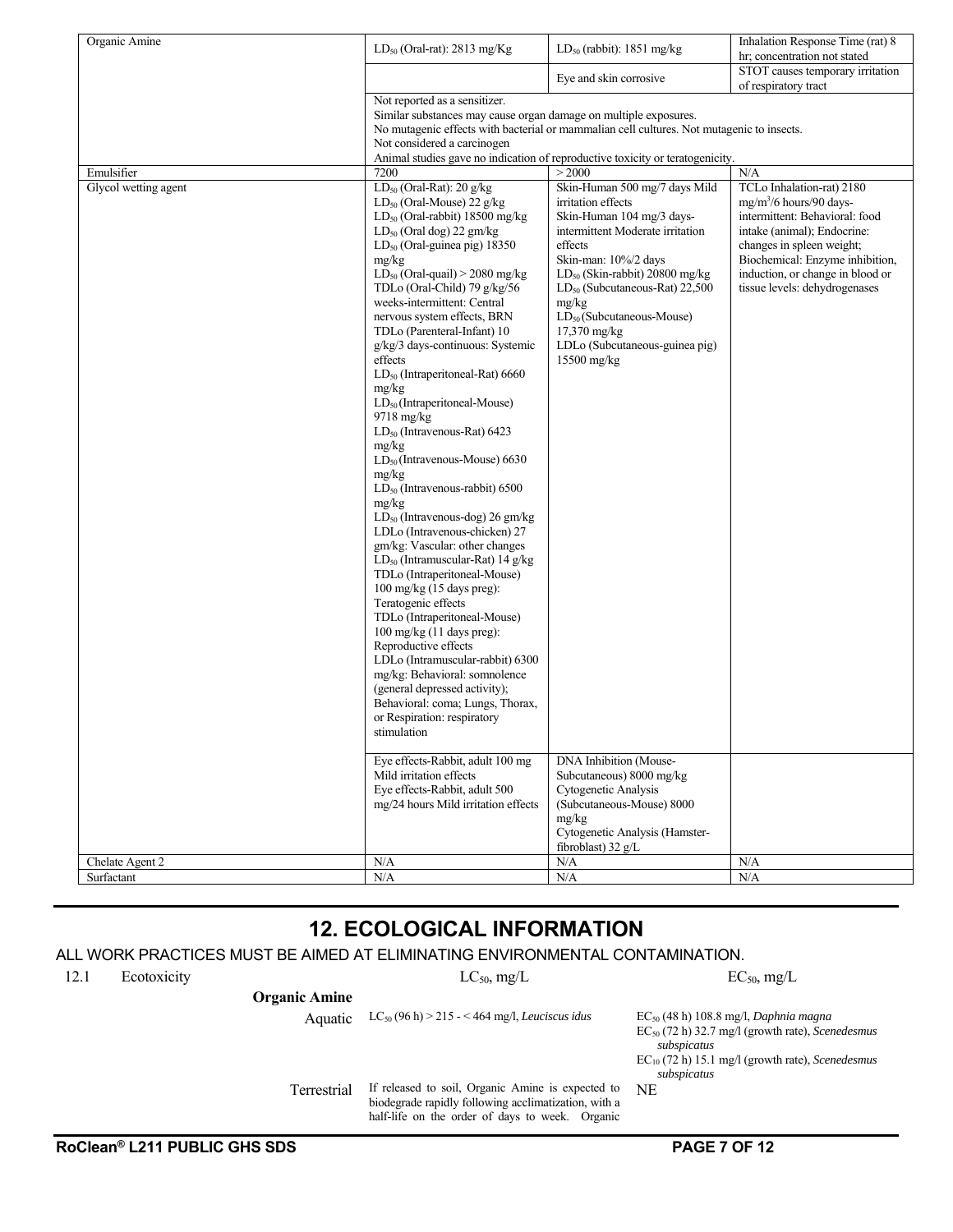| | | | |
|---|---|---|---|
| Organic Amine | $LD_{50}$ (Oral-rat): 2813 mg/Kg | $LD_{50}$ (rabbit): 1851 mg/kg | Inhalation Response Time (rat) 8 hr; concentration not stated |
| | | Eye and skin corrosive | STOT causes temporary irritation of respiratory tract |
| | Not reported as a sensitizer. Similar substances may cause organ damage on multiple exposures. No mutagenic effects with bacterial or mammalian cell cultures. Not mutagenic to insects. Not considered a carcinogen Animal studies gave no indication of reproductive toxicity or teratogenicity. | | |
| Emulsifier | 7200 | > 2000 | N/A |
| Glycol wetting agent | $LD_{50}$ (Oral-Rat): 20 g/kg $LD_{50}$ (Oral-Mouse) 22 g/kg $LD_{50}$ (Oral-rabbit) 18500 mg/kg $LD_{50}$ (Oral dog) 22 gm/kg $LD_{50}$ (Oral-guinea pig) 18350 mg/kg $LD_{50}$ (Oral-quail) > 2080 mg/kg TDLo (Oral-Child) 79 g/kg/56 weeks-intermittent: Central nervous system effects, BRN TDLo (Parenteral-Infant) 10 g/kg/3 days-continuous: Systemic effects $LD_{50}$ (Intraperitoneal-Rat) 6660 mg/kg $LD_{50}$ (Intraperitoneal-Mouse) 9718 mg/kg $LD_{50}$ (Intravenous-Rat) 6423 mg/kg $LD_{50}$ (Intravenous-Mouse) 6630 mg/kg $LD_{50}$ (Intravenous-rabbit) 6500 mg/kg $LD_{50}$ (Intravenous-dog) 26 gm/kg LDLo (Intravenous-chicken) 27 gm/kg: Vascular: other changes $LD_{50}$ (Intramuscular-Rat) 14 g/kg TDLo (Intraperitoneal-Mouse) 100 mg/kg (15 days preg): Teratogenic effects TDLo (Intraperitoneal-Mouse) 100 mg/kg (11 days preg): Reproductive effects LDLo (Intramuscular-rabbit) 6300 mg/kg: Behavioral: somnolence (general depressed activity); Behavioral: coma; Lungs, Thorax, or Respiration: respiratory stimulation | Skin-Human 500 mg/7 days Mild irritation effects Skin-Human 104 mg/3 days-intermittent Moderate irritation effects Skin-man: 10%/2 days $LD_{50}$ (Skin-rabbit) 20800 mg/kg $LD_{50}$ (Subcutaneous-Rat) 22,500 mg/kg $LD_{50}$ (Subcutaneous-Mouse) 17,370 mg/kg LDLo (Subcutaneous-guinea pig) 15500 mg/kg | TCLo Inhalation-rat) 2180 $mg/m^3$/6 hours/90 days-intermittent: Behavioral: food intake (animal); Endocrine: changes in spleen weight; Biochemical: Enzyme inhibition, induction, or change in blood or tissue levels: dehydrogenases |
| | Eye effects-Rabbit, adult 100 mg Mild irritation effects Eye effects-Rabbit, adult 500 mg/24 hours Mild irritation effects | DNA Inhibition (Mouse-Subcutaneous) 8000 mg/kg Cytogenetic Analysis (Subcutaneous-Mouse) 8000 mg/kg Cytogenetic Analysis (Hamster-fibroblast) 32 g/L | |
| Chelate Agent 2 | N/A | N/A | N/A |
| Surfactant | N/A | N/A | N/A |

# 12. ECOLOGICAL INFORMATION

ALL WORK PRACTICES MUST BE AIMED AT ELIMINATING ENVIRONMENTAL CONTAMINATION.

| 12.1 Ecotoxicity | $LC_{50}$, mg/L | $EC_{50}$, mg/L |
|---|---|---|
| **Organic Amine** | | |
| Aquatic | $LC_{50}$ (96 h) > 215 - < 464 mg/l, *Leuciscus idus* | $EC_{50}$ (48 h) 108.8 mg/l, *Daphnia magna* $EC_{50}$ (72 h) 32.7 mg/l (growth rate), *Scenedesmus subspicatus* $EC_{10}$ (72 h) 15.1 mg/l (growth rate), *Scenedesmus subspicatus* |
| Terrestrial | If released to soil, Organic Amine is expected to biodegrade rapidly following acclimatization, with a half-life on the order of days to week. Organic | NE |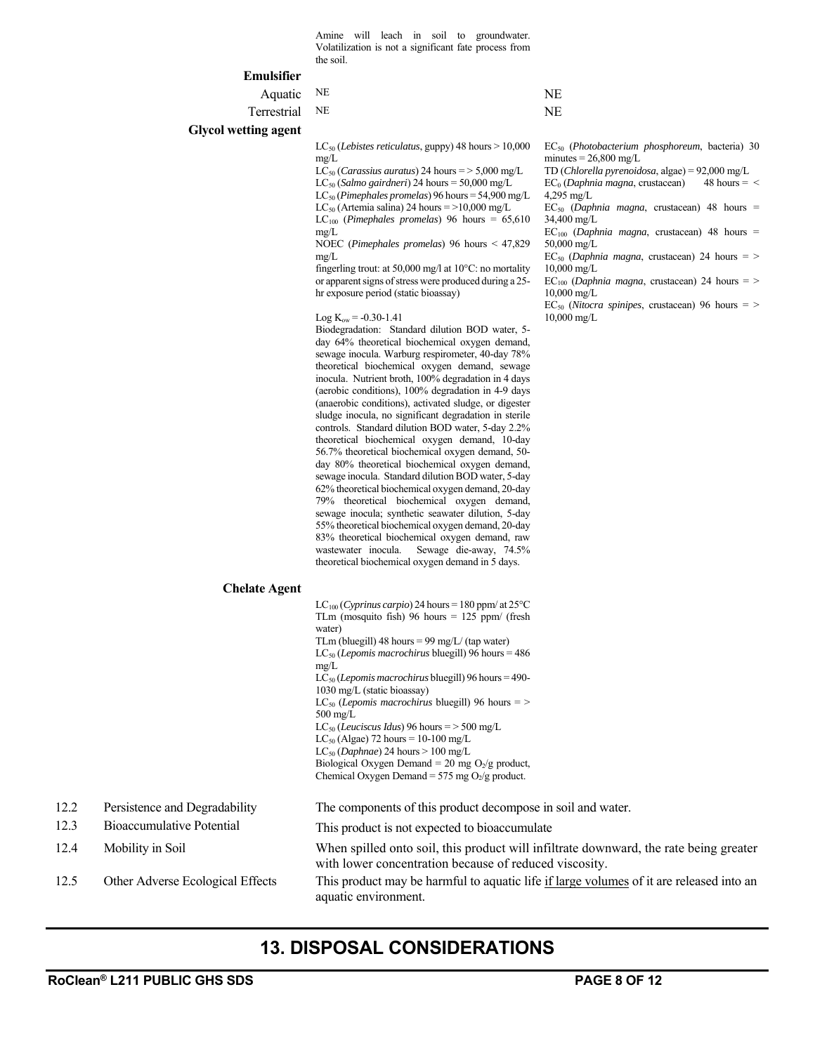| | | |
|---|---|---|
| | Amine will leach in soil to groundwater. Volatilization is not a significant fate process from the soil. | |
| **Emulsifier** | | |
| Aquatic | NE | NE |
| Terrestrial | NE | NE |
| **Glycol wetting agent** | $LC_{50}$ (*Lebistes reticulatus*, guppy) 48 hours > 10,000 mg/L<br>$LC_{50}$ (*Carassius auratus*) 24 hours = > 5,000 mg/L<br>$LC_{50}$ (*Salmo gairdneri*) 24 hours = 50,000 mg/L<br>$LC_{50}$ (*Pimephales promelas*) 96 hours = 54,900 mg/L<br>$LC_{50}$ (Artemia salina) 24 hours = >10,000 mg/L<br>$LC_{100}$ (*Pimephales promelas*) 96 hours = 65,610 mg/L<br>NOEC (*Pimephales promelas*) 96 hours < 47,829 mg/L<br>fingerling trout: at 50,000 mg/l at 10°C: no mortality or apparent signs of stress were produced during a 25-hr exposure period (static bioassay)<br><br>Log $K_{ow}$ = -0.30-1.41<br>Biodegradation: Standard dilution BOD water, 5-day 64% theoretical biochemical oxygen demand, sewage inocula. Warburg respirometer, 40-day 78% theoretical biochemical oxygen demand, sewage inocula. Nutrient broth, 100% degradation in 4 days (aerobic conditions), 100% degradation in 4-9 days (anaerobic conditions), activated sludge, or digester sludge inocula, no significant degradation in sterile controls. Standard dilution BOD water, 5-day 2.2% theoretical biochemical oxygen demand, 10-day 56.7% theoretical biochemical oxygen demand, 50-day 80% theoretical biochemical oxygen demand, sewage inocula. Standard dilution BOD water, 5-day 62% theoretical biochemical oxygen demand, 20-day 79% theoretical biochemical oxygen demand, sewage inocula; synthetic seawater dilution, 5-day 55% theoretical biochemical oxygen demand, 20-day 83% theoretical biochemical oxygen demand, raw wastewater inocula. Sewage die-away, 74.5% theoretical biochemical oxygen demand in 5 days. | $EC_{50}$ (*Photobacterium phosphoreum*, bacteria) 30 minutes = 26,800 mg/L<br>TD (*Chlorella pyrenoidosa*, algae) = 92,000 mg/L<br>$EC_0$ (*Daphnia magna*, crustacean) 48 hours = < 4,295 mg/L<br>$EC_{50}$ (*Daphnia magna*, crustacean) 48 hours = 34,400 mg/L<br>$EC_{100}$ (*Daphnia magna*, crustacean) 48 hours = 50,000 mg/L<br>$EC_{50}$ (*Daphnia magna*, crustacean) 24 hours = > 10,000 mg/L<br>$EC_{100}$ (*Daphnia magna*, crustacean) 24 hours = > 10,000 mg/L<br>$EC_{50}$ (*Nitocra spinipes*, crustacean) 96 hours = > 10,000 mg/L |
| **Chelate Agent** | $LC_{100}$ (*Cyprinus carpio*) 24 hours = 180 ppm/ at 25°C<br>TLm (mosquito fish) 96 hours = 125 ppm/ (fresh water)<br>TLm (bluegill) 48 hours = 99 mg/L/ (tap water)<br>$LC_{50}$ (*Lepomis macrochirus* bluegill) 96 hours = 486 mg/L<br>$LC_{50}$ (*Lepomis macrochirus* bluegill) 96 hours = 490-1030 mg/L (static bioassay)<br>$LC_{50}$ (*Lepomis macrochirus* bluegill) 96 hours = > 500 mg/L<br>$LC_{50}$ (*Leuciscus Idus*) 96 hours = > 500 mg/L<br>$LC_{50}$ (Algae) 72 hours = 10-100 mg/L<br>$LC_{50}$ (*Daphnae*) 24 hours > 100 mg/L<br>Biological Oxygen Demand = 20 mg $O_2$/g product,<br>Chemical Oxygen Demand = 575 mg $O_2$/g product. | |

| | | |
|---|---|---|
| 12.2 | Persistence and Degradability | The components of this product decompose in soil and water. |
| 12.3 | Bioaccumulative Potential | This product is not expected to bioaccumulate |
| 12.4 | Mobility in Soil | When spilled onto soil, this product will infiltrate downward, the rate being greater with lower concentration because of reduced viscosity. |
| 12.5 | Other Adverse Ecological Effects | This product may be harmful to aquatic life <u>if large volumes</u> of it are released into an aquatic environment. |

## 13. DISPOSAL CONSIDERATIONS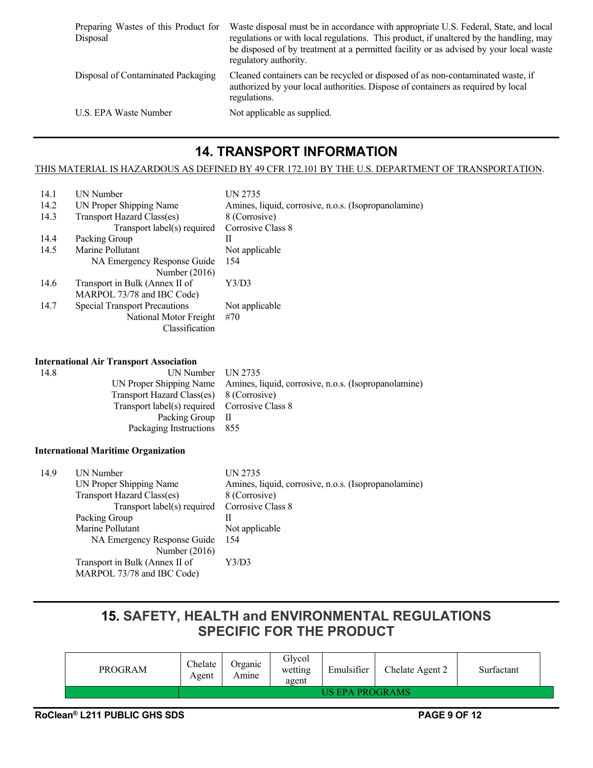| | |
|---|---|
| Preparing Wastes of this Product for Disposal | Waste disposal must be in accordance with appropriate U.S. Federal, State, and local regulations or with local regulations. This product, if unaltered by the handling, may be disposed of by treatment at a permitted facility or as advised by your local waste regulatory authority. |
| Disposal of Contaminated Packaging | Cleaned containers can be recycled or disposed of as non-contaminated waste, if authorized by your local authorities. Dispose of containers as required by local regulations. |
| U.S. EPA Waste Number | Not applicable as supplied. |

## 14. TRANSPORT INFORMATION

THIS MATERIAL IS HAZARDOUS AS DEFINED BY 49 CFR 172.101 BY THE U.S. DEPARTMENT OF TRANSPORTATION.

| | | |
|---|---|---|
| 14.1 | UN Number | UN 2735 |
| 14.2 | UN Proper Shipping Name | Amines, liquid, corrosive, n.o.s. (Isopropanolamine) |
| 14.3 | Transport Hazard Class(es) | 8 (Corrosive) |
| | Transport label(s) required | Corrosive Class 8 |
| 14.4 | Packing Group | II |
| 14.5 | Marine Pollutant | Not applicable |
| | NA Emergency Response Guide Number (2016) | 154 |
| 14.6 | Transport in Bulk (Annex II of MARPOL 73/78 and IBC Code) | Y3/D3 |
| 14.7 | Special Transport Precautions | Not applicable |
| | National Motor Freight Classification | #70 |

**International Air Transport Association**

| | | |
|---|---|---|
| 14.8 | UN Number | UN 2735 |
| | UN Proper Shipping Name | Amines, liquid, corrosive, n.o.s. (Isopropanolamine) |
| | Transport Hazard Class(es) | 8 (Corrosive) |
| | Transport label(s) required | Corrosive Class 8 |
| | Packing Group | II |
| | Packaging Instructions | 855 |

**International Maritime Organization**

| | | |
|---|---|---|
| 14.9 | UN Number | UN 2735 |
| | UN Proper Shipping Name | Amines, liquid, corrosive, n.o.s. (Isopropanolamine) |
| | Transport Hazard Class(es) | 8 (Corrosive) |
| | Transport label(s) required | Corrosive Class 8 |
| | Packing Group | II |
| | Marine Pollutant | Not applicable |
| | NA Emergency Response Guide Number (2016) | 154 |
| | Transport in Bulk (Annex II of MARPOL 73/78 and IBC Code) | Y3/D3 |

## 15. SAFETY, HEALTH and ENVIRONMENTAL REGULATIONS SPECIFIC FOR THE PRODUCT

| PROGRAM | Chelate Agent | Organic Amine | Glycol wetting agent | Emulsifier | Chelate Agent 2 | Surfactant |
|---|---|---|---|---|---|---|
| | US EPA PROGRAMS | | | | | |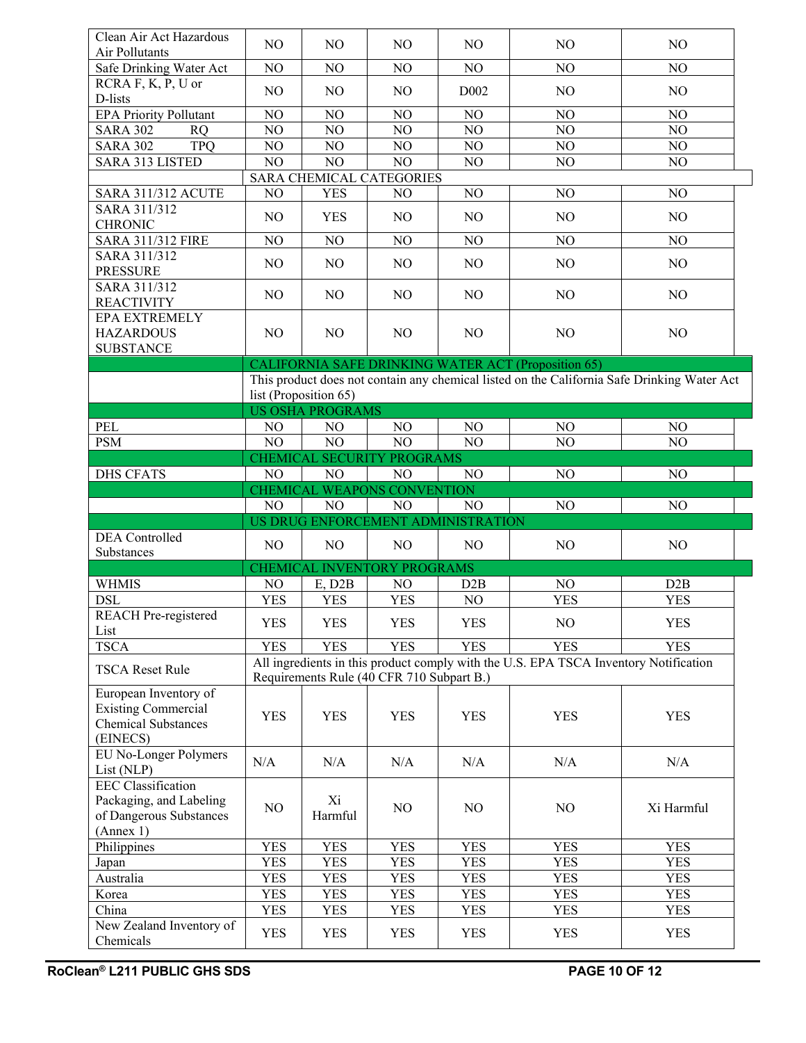| | | | | | | |
|---|---|---|---|---|---|---|
| Clean Air Act Hazardous Air Pollutants | NO | NO | NO | NO | NO | NO |
| Safe Drinking Water Act | NO | NO | NO | NO | NO | NO |
| RCRA F, K, P, U or D-lists | NO | NO | NO | D002 | NO | NO |
| EPA Priority Pollutant | NO | NO | NO | NO | NO | NO |
| SARA 302 RQ | NO | NO | NO | NO | NO | NO |
| SARA 302 TPQ | NO | NO | NO | NO | NO | NO |
| SARA 313 LISTED | NO | NO | NO | NO | NO | NO |
| | SARA CHEMICAL CATEGORIES | | | | | |
| SARA 311/312 ACUTE | NO | YES | NO | NO | NO | NO |
| SARA 311/312 CHRONIC | NO | YES | NO | NO | NO | NO |
| SARA 311/312 FIRE | NO | NO | NO | NO | NO | NO |
| SARA 311/312 PRESSURE | NO | NO | NO | NO | NO | NO |
| SARA 311/312 REACTIVITY | NO | NO | NO | NO | NO | NO |
| EPA EXTREMELY HAZARDOUS SUBSTANCE | NO | NO | NO | NO | NO | NO |
| | CALIFORNIA SAFE DRINKING WATER ACT (Proposition 65) | | | | | |
| | This product does not contain any chemical listed on the California Safe Drinking Water Act list (Proposition 65) | | | | | |
| | US OSHA PROGRAMS | | | | | |
| PEL | NO | NO | NO | NO | NO | NO |
| PSM | NO | NO | NO | NO | NO | NO |
| | CHEMICAL SECURITY PROGRAMS | | | | | |
| DHS CFATS | NO | NO | NO | NO | NO | NO |
| | CHEMICAL WEAPONS CONVENTION | | | | | |
| | NO | NO | NO | NO | NO | NO |
| | US DRUG ENFORCEMENT ADMINISTRATION | | | | | |
| DEA Controlled Substances | NO | NO | NO | NO | NO | NO |
| | CHEMICAL INVENTORY PROGRAMS | | | | | |
| WHMIS | NO | E, D2B | NO | D2B | NO | D2B |
| DSL | YES | YES | YES | NO | YES | YES |
| REACH Pre-registered List | YES | YES | YES | YES | NO | YES |
| TSCA | YES | YES | YES | YES | YES | YES |
| TSCA Reset Rule | All ingredients in this product comply with the U.S. EPA TSCA Inventory Notification Requirements Rule (40 CFR 710 Subpart B.) | | | | | |
| European Inventory of Existing Commercial Chemical Substances (EINECS) | YES | YES | YES | YES | YES | YES |
| EU No-Longer Polymers List (NLP) | N/A | N/A | N/A | N/A | N/A | N/A |
| EEC Classification Packaging, and Labeling of Dangerous Substances (Annex 1) | NO | Xi Harmful | NO | NO | NO | Xi Harmful |
| Philippines | YES | YES | YES | YES | YES | YES |
| Japan | YES | YES | YES | YES | YES | YES |
| Australia | YES | YES | YES | YES | YES | YES |
| Korea | YES | YES | YES | YES | YES | YES |
| China | YES | YES | YES | YES | YES | YES |
| New Zealand Inventory of Chemicals | YES | YES | YES | YES | YES | YES |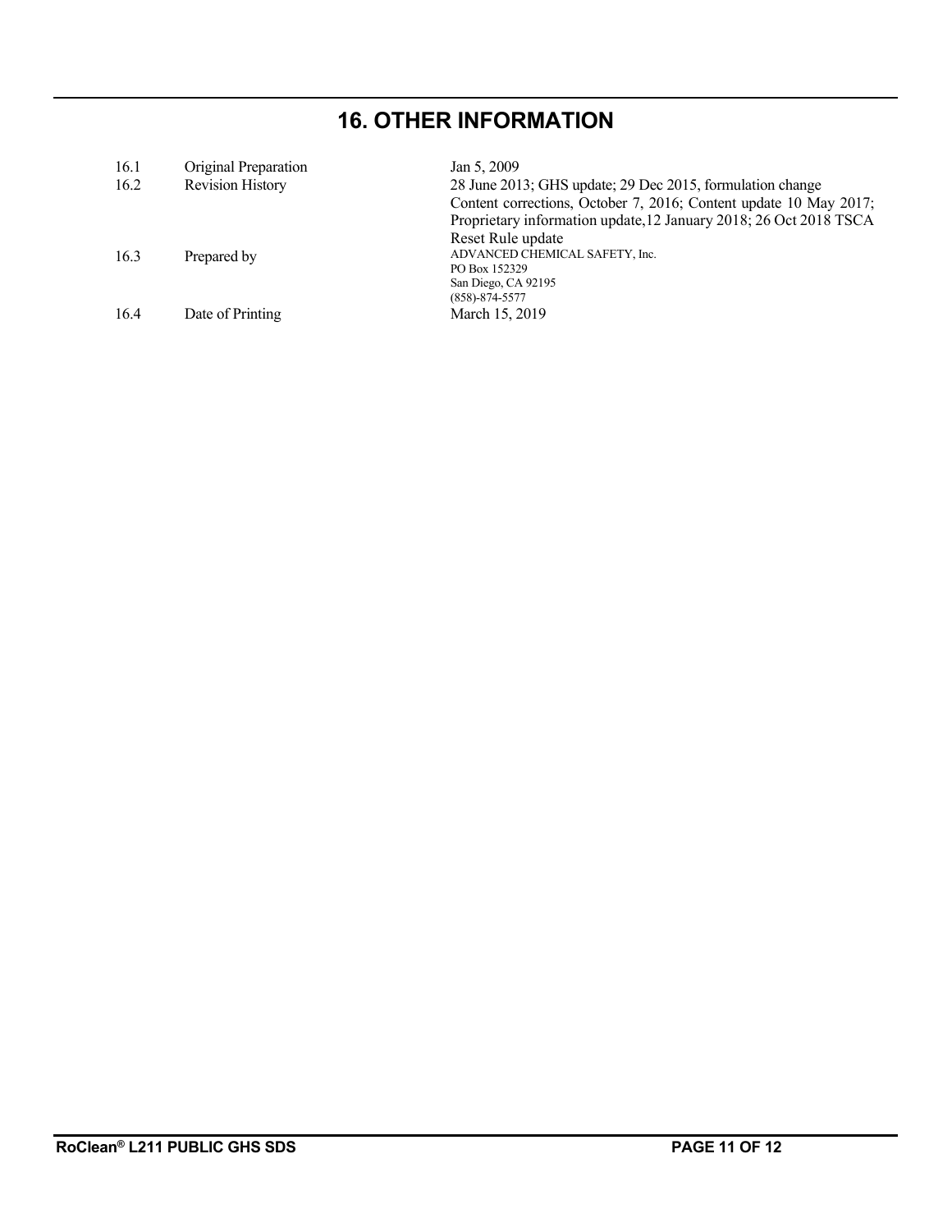# 16. OTHER INFORMATION

| | | |
|---|---|---|
| 16.1 | Original Preparation | Jan 5, 2009 |
| 16.2 | Revision History | 28 June 2013; GHS update; 29 Dec 2015, formulation change Content corrections, October 7, 2016; Content update 10 May 2017; Proprietary information update,12 January 2018; 26 Oct 2018 TSCA Reset Rule update |
| 16.3 | Prepared by | ADVANCED CHEMICAL SAFETY, Inc.<br>PO Box 152329<br>San Diego, CA 92195<br>(858)-874-5577 |
| 16.4 | Date of Printing | March 15, 2019 |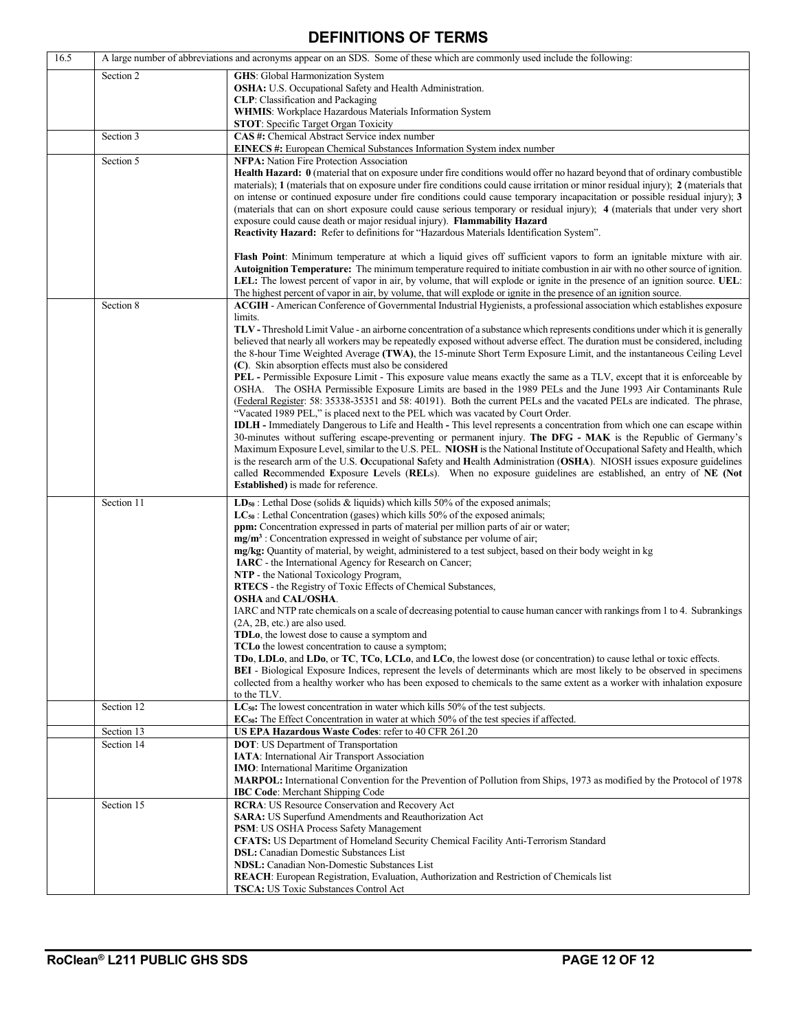# DEFINITIONS OF TERMS

| | | |
|---|---|---|
| 16.5 | A large number of abbreviations and acronyms appear on an SDS. Some of these which are commonly used include the following: | |
| | Section 2 | **GHS**: Global Harmonization System<br>**OSHA:** U.S. Occupational Safety and Health Administration.<br>**CLP**: Classification and Packaging<br>**WHMIS**: Workplace Hazardous Materials Information System<br>**STOT**: Specific Target Organ Toxicity |
| | Section 3 | **CAS #:** Chemical Abstract Service index number<br>**EINECS #:** European Chemical Substances Information System index number |
| | Section 5 | **NFPA:** Nation Fire Protection Association<br>**Health Hazard: 0** (material that on exposure under fire conditions would offer no hazard beyond that of ordinary combustible materials); **1** (materials that on exposure under fire conditions could cause irritation or minor residual injury); **2** (materials that on intense or continued exposure under fire conditions could cause temporary incapacitation or possible residual injury); **3** (materials that can on short exposure could cause serious temporary or residual injury); **4** (materials that under very short exposure could cause death or major residual injury). **Flammability Hazard**<br>**Reactivity Hazard:** Refer to definitions for "Hazardous Materials Identification System".<br><br>**Flash Point**: Minimum temperature at which a liquid gives off sufficient vapors to form an ignitable mixture with air.<br>**Autoignition Temperature:** The minimum temperature required to initiate combustion in air with no other source of ignition.<br>**LEL:** The lowest percent of vapor in air, by volume, that will explode or ignite in the presence of an ignition source. **UEL**: The highest percent of vapor in air, by volume, that will explode or ignite in the presence of an ignition source. |
| | Section 8 | **ACGIH** - American Conference of Governmental Industrial Hygienists, a professional association which establishes exposure limits.<br>**TLV -** Threshold Limit Value - an airborne concentration of a substance which represents conditions under which it is generally believed that nearly all workers may be repeatedly exposed without adverse effect. The duration must be considered, including the 8-hour Time Weighted Average **(TWA)**, the 15-minute Short Term Exposure Limit, and the instantaneous Ceiling Level **(C)**. Skin absorption effects must also be considered<br>**PEL -** Permissible Exposure Limit - This exposure value means exactly the same as a TLV, except that it is enforceable by OSHA. The OSHA Permissible Exposure Limits are based in the 1989 PELs and the June 1993 Air Contaminants Rule (Federal Register: 58: 35338-35351 and 58: 40191). Both the current PELs and the vacated PELs are indicated. The phrase, "Vacated 1989 PEL," is placed next to the PEL which was vacated by Court Order.<br>**IDLH -** Immediately Dangerous to Life and Health **-** This level represents a concentration from which one can escape within 30-minutes without suffering escape-preventing or permanent injury. **The DFG - MAK** is the Republic of Germany's Maximum Exposure Level, similar to the U.S. PEL. **NIOSH** is the National Institute of Occupational Safety and Health, which is the research arm of the U.S. **O**ccupational **S**afety and **H**ealth **A**dministration (**OSHA**). NIOSH issues exposure guidelines called **R**ecommended **E**xposure **L**evels (**REL**s). When no exposure guidelines are established, an entry of **NE (Not Established)** is made for reference. |
| | Section 11 | **$LD_{50}$** : Lethal Dose (solids & liquids) which kills 50% of the exposed animals;<br>**$LC_{50}$** : Lethal Concentration (gases) which kills 50% of the exposed animals;<br>**ppm:** Concentration expressed in parts of material per million parts of air or water;<br>**$mg/m^3$** : Concentration expressed in weight of substance per volume of air;<br>**mg/kg:** Quantity of material, by weight, administered to a test subject, based on their body weight in kg<br>**IARC** - the International Agency for Research on Cancer;<br>**NTP** - the National Toxicology Program,<br>**RTECS** - the Registry of Toxic Effects of Chemical Substances,<br>**OSHA** and **CAL/OSHA**.<br>IARC and NTP rate chemicals on a scale of decreasing potential to cause human cancer with rankings from 1 to 4. Subrankings (2A, 2B, etc.) are also used.<br>**TDLo**, the lowest dose to cause a symptom and<br>**TCLo** the lowest concentration to cause a symptom;<br>**TDo**, **LDLo**, and **LDo**, or **TC**, **TCo**, **LCLo**, and **LCo**, the lowest dose (or concentration) to cause lethal or toxic effects.<br>**BEI** - Biological Exposure Indices, represent the levels of determinants which are most likely to be observed in specimens collected from a healthy worker who has been exposed to chemicals to the same extent as a worker with inhalation exposure to the TLV. |
| | Section 12 | **$LC_{50}$:** The lowest concentration in water which kills 50% of the test subjects.<br>**$EC_{50}$:** The Effect Concentration in water at which 50% of the test species if affected. |
| | Section 13 | **US EPA Hazardous Waste Codes**: refer to 40 CFR 261.20 |
| | Section 14 | **DOT**: US Department of Transportation<br>**IATA**: International Air Transport Association<br>**IMO**: International Maritime Organization<br>**MARPOL:** International Convention for the Prevention of Pollution from Ships, 1973 as modified by the Protocol of 1978<br>**IBC Code**: Merchant Shipping Code |
| | Section 15 | **RCRA**: US Resource Conservation and Recovery Act<br>**SARA:** US Superfund Amendments and Reauthorization Act<br>**PSM**: US OSHA Process Safety Management<br>**CFATS:** US Department of Homeland Security Chemical Facility Anti-Terrorism Standard<br>**DSL:** Canadian Domestic Substances List<br>**NDSL:** Canadian Non-Domestic Substances List<br>**REACH**: European Registration, Evaluation, Authorization and Restriction of Chemicals list<br>**TSCA:** US Toxic Substances Control Act |